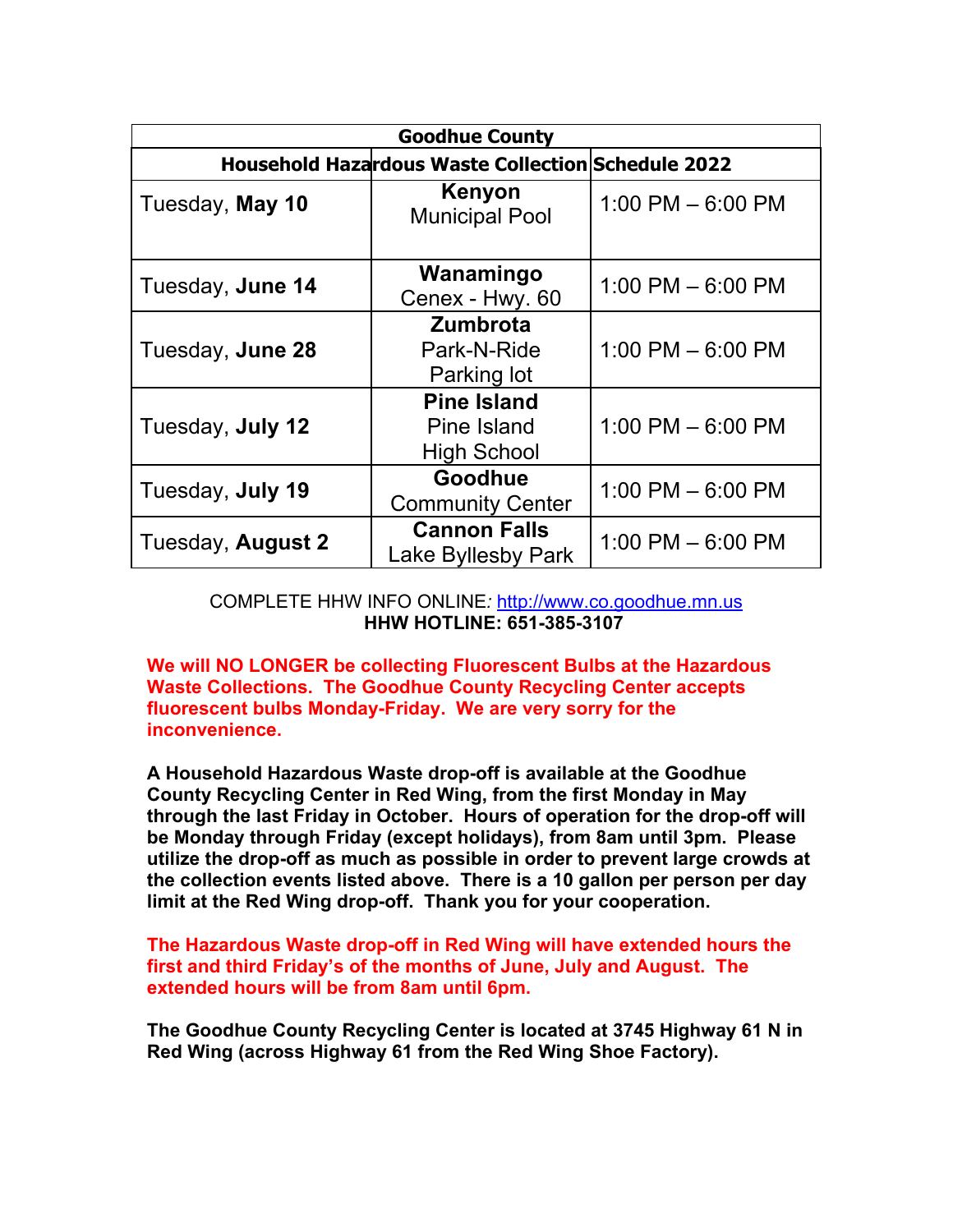| Goodhue County | | |
|---|---|---|
| **Household Hazardous Waste Collection Schedule 2022** | | |
| Tuesday, **May 10** | **Kenyon** Municipal Pool | 1:00 PM – 6:00 PM |
| Tuesday, **June 14** | **Wanamingo** Cenex - Hwy. 60 | 1:00 PM – 6:00 PM |
| Tuesday, **June 28** | **Zumbrota** Park-N-Ride Parking lot | 1:00 PM – 6:00 PM |
| Tuesday, **July 12** | **Pine Island** Pine Island High School | 1:00 PM – 6:00 PM |
| Tuesday, **July 19** | **Goodhue** Community Center | 1:00 PM – 6:00 PM |
| Tuesday, **August 2** | **Cannon Falls** Lake Byllesby Park | 1:00 PM – 6:00 PM |

COMPLETE HHW INFO ONLINE*:* http://www.co.goodhue.mn.us
**HHW HOTLINE: 651-385-3107**

**We will NO LONGER be collecting Fluorescent Bulbs at the Hazardous Waste Collections. The Goodhue County Recycling Center accepts fluorescent bulbs Monday-Friday. We are very sorry for the inconvenience.**

**A Household Hazardous Waste drop-off is available at the Goodhue County Recycling Center in Red Wing, from the first Monday in May through the last Friday in October. Hours of operation for the drop-off will be Monday through Friday (except holidays), from 8am until 3pm. Please utilize the drop-off as much as possible in order to prevent large crowds at the collection events listed above. There is a 10 gallon per person per day limit at the Red Wing drop-off. Thank you for your cooperation.**

**The Hazardous Waste drop-off in Red Wing will have extended hours the first and third Friday's of the months of June, July and August. The extended hours will be from 8am until 6pm.**

**The Goodhue County Recycling Center is located at 3745 Highway 61 N in Red Wing (across Highway 61 from the Red Wing Shoe Factory).**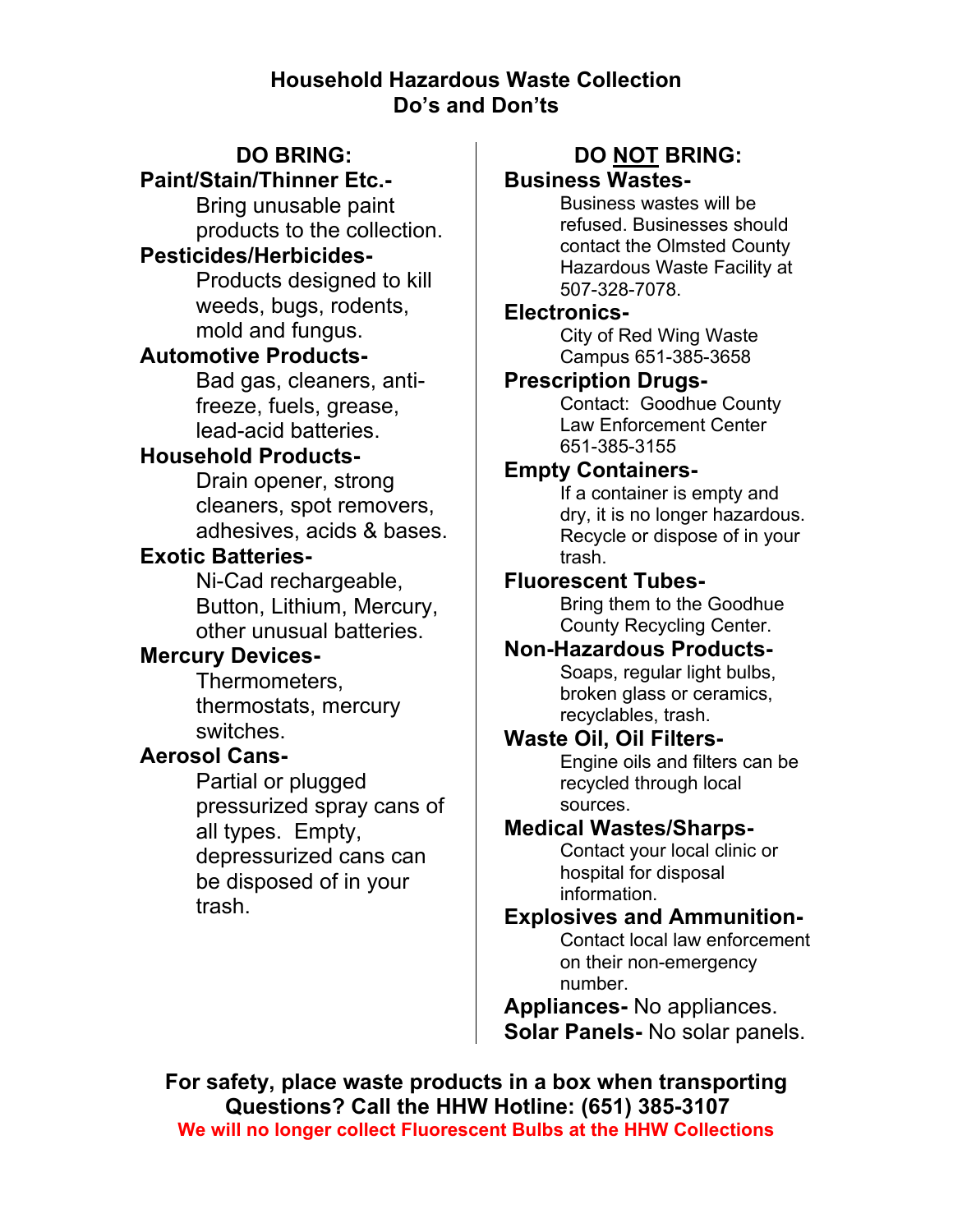# Household Hazardous Waste Collection
# Do's and Don'ts

## DO BRING:

**Paint/Stain/Thinner Etc.-**
Bring unusable paint products to the collection.

**Pesticides/Herbicides-**
Products designed to kill weeds, bugs, rodents, mold and fungus.

**Automotive Products-**
Bad gas, cleaners, anti-freeze, fuels, grease, lead-acid batteries.

**Household Products-**
Drain opener, strong cleaners, spot removers, adhesives, acids & bases.

**Exotic Batteries-**
Ni-Cad rechargeable, Button, Lithium, Mercury, other unusual batteries.

**Mercury Devices-**
Thermometers, thermostats, mercury switches.

**Aerosol Cans-**
Partial or plugged pressurized spray cans of all types. Empty, depressurized cans can be disposed of in your trash.

## DO NOT BRING:

**Business Wastes-**
Business wastes will be refused. Businesses should contact the Olmsted County Hazardous Waste Facility at 507-328-7078.

**Electronics-**
City of Red Wing Waste Campus 651-385-3658

**Prescription Drugs-**
Contact: Goodhue County Law Enforcement Center 651-385-3155

**Empty Containers-**
If a container is empty and dry, it is no longer hazardous. Recycle or dispose of in your trash.

**Fluorescent Tubes-**
Bring them to the Goodhue County Recycling Center.

**Non-Hazardous Products-**
Soaps, regular light bulbs, broken glass or ceramics, recyclables, trash.

**Waste Oil, Oil Filters-**
Engine oils and filters can be recycled through local sources.

**Medical Wastes/Sharps-**
Contact your local clinic or hospital for disposal information.

**Explosives and Ammunition-**
Contact local law enforcement on their non-emergency number.

**Appliances-** No appliances.

**Solar Panels-** No solar panels.

**For safety, place waste products in a box when transporting**

**Questions? Call the HHW Hotline: (651) 385-3107**

**We will no longer collect Fluorescent Bulbs at the HHW Collections**